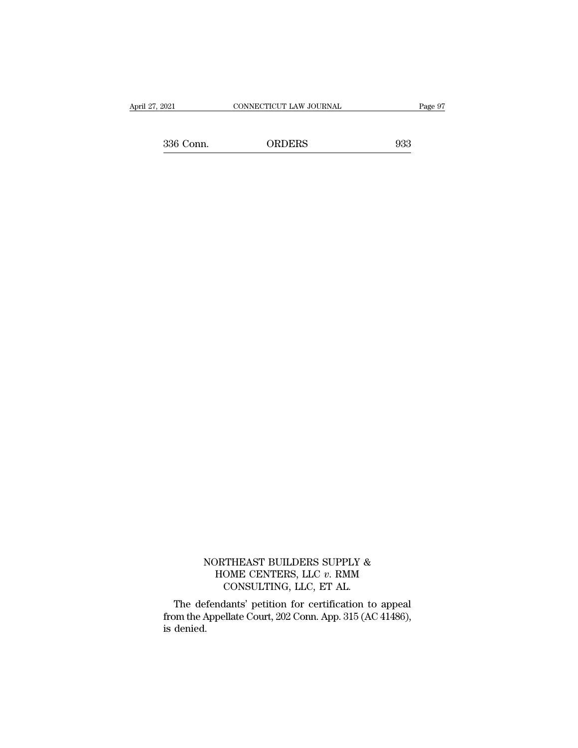NORTHEAST BUILDERS SUPPLY & HOME CENTERS, LLC *v.* RMM CONSULTING, LLC, ET AL.

The defendants' petition for certification to appeal from the Appellate Court, 202 Conn. App. 315 (AC 41486), is denied.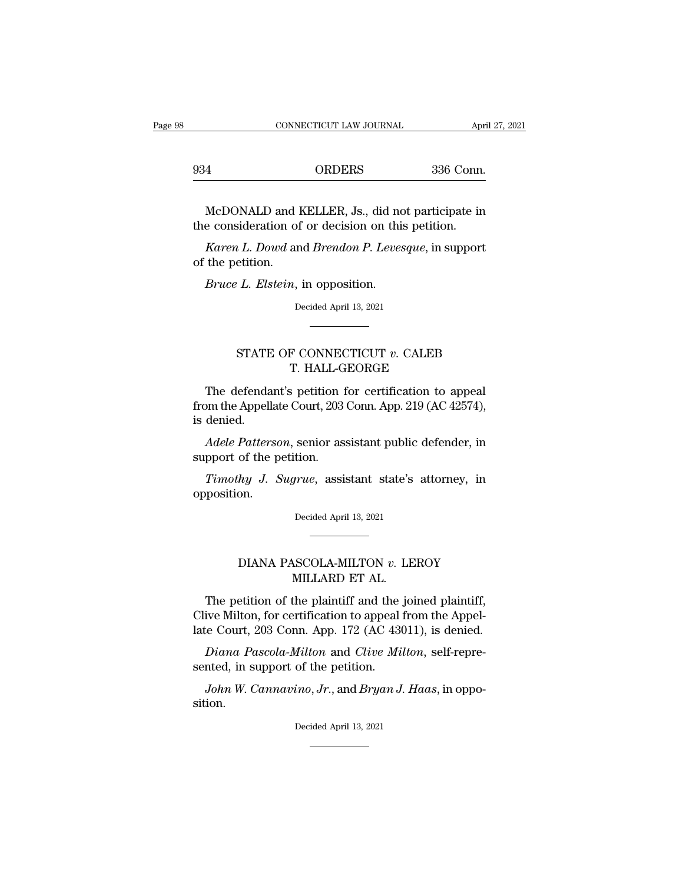McDONALD and KELLER, Js., did not participate in the consideration of or decision on this petition.

*Karen L. Dowd* and *Brendon P. Levesque*, in support of the petition.

*Bruce L. Elstein*, in opposition.

Decided April 13, 2021

---

## STATE OF CONNECTICUT *v.* CALEB T. HALL-GEORGE

The defendant's petition for certification to appeal from the Appellate Court, 203 Conn. App. 219 (AC 42574), is denied.

*Adele Patterson*, senior assistant public defender, in support of the petition.

*Timothy J. Sugrue*, assistant state's attorney, in opposition.

Decided April 13, 2021

---

## DIANA PASCOLA-MILTON *v.* LEROY MILLARD ET AL.

The petition of the plaintiff and the joined plaintiff, Clive Milton, for certification to appeal from the Appellate Court, 203 Conn. App. 172 (AC 43011), is denied.

*Diana Pascola-Milton* and *Clive Milton*, self-represented, in support of the petition.

*John W. Cannavino, Jr.*, and *Bryan J. Haas*, in opposition.

Decided April 13, 2021

---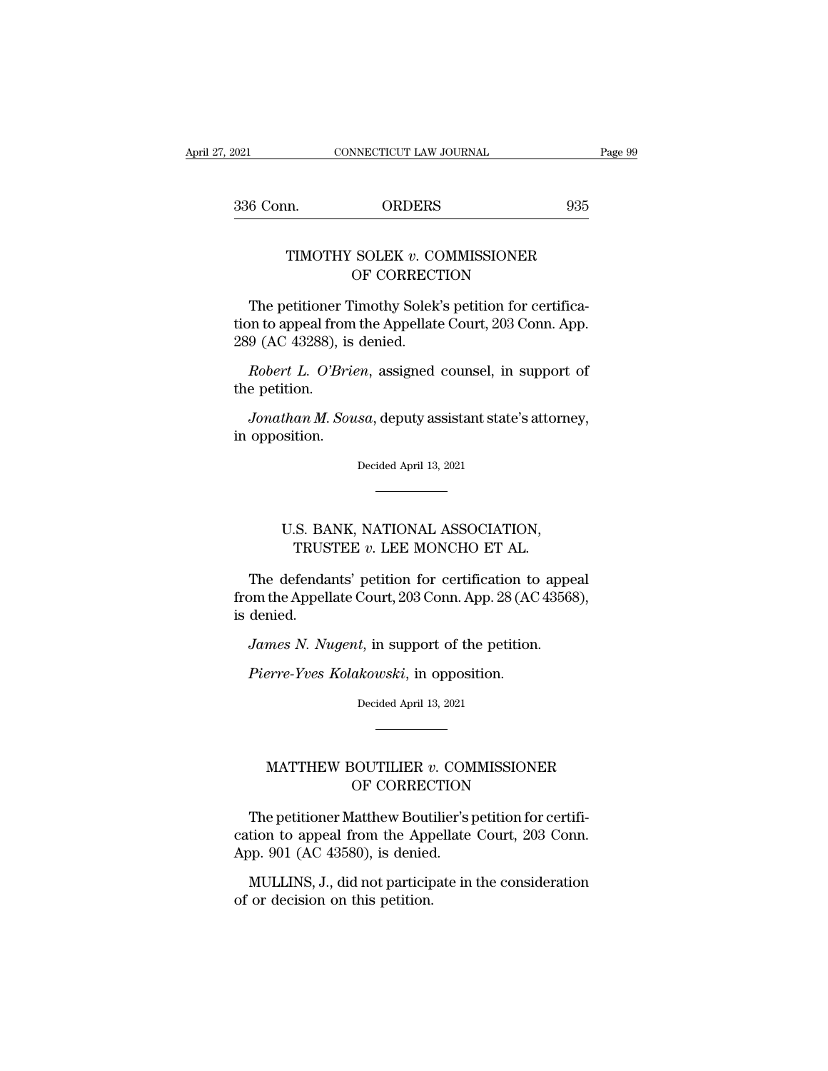## TIMOTHY SOLEK *v.* COMMISSIONER OF CORRECTION

The petitioner Timothy Solek's petition for certification to appeal from the Appellate Court, 203 Conn. App. 289 (AC 43288), is denied.

*Robert L. O'Brien*, assigned counsel, in support of the petition.

*Jonathan M. Sousa*, deputy assistant state's attorney, in opposition.

Decided April 13, 2021

---

## U.S. BANK, NATIONAL ASSOCIATION, TRUSTEE *v.* LEE MONCHO ET AL.

The defendants' petition for certification to appeal from the Appellate Court, 203 Conn. App. 28 (AC 43568), is denied.

*James N. Nugent*, in support of the petition.

*Pierre-Yves Kolakowski*, in opposition.

Decided April 13, 2021

---

## MATTHEW BOUTILIER *v.* COMMISSIONER OF CORRECTION

The petitioner Matthew Boutilier's petition for certification to appeal from the Appellate Court, 203 Conn. App. 901 (AC 43580), is denied.

MULLINS, J., did not participate in the consideration of or decision on this petition.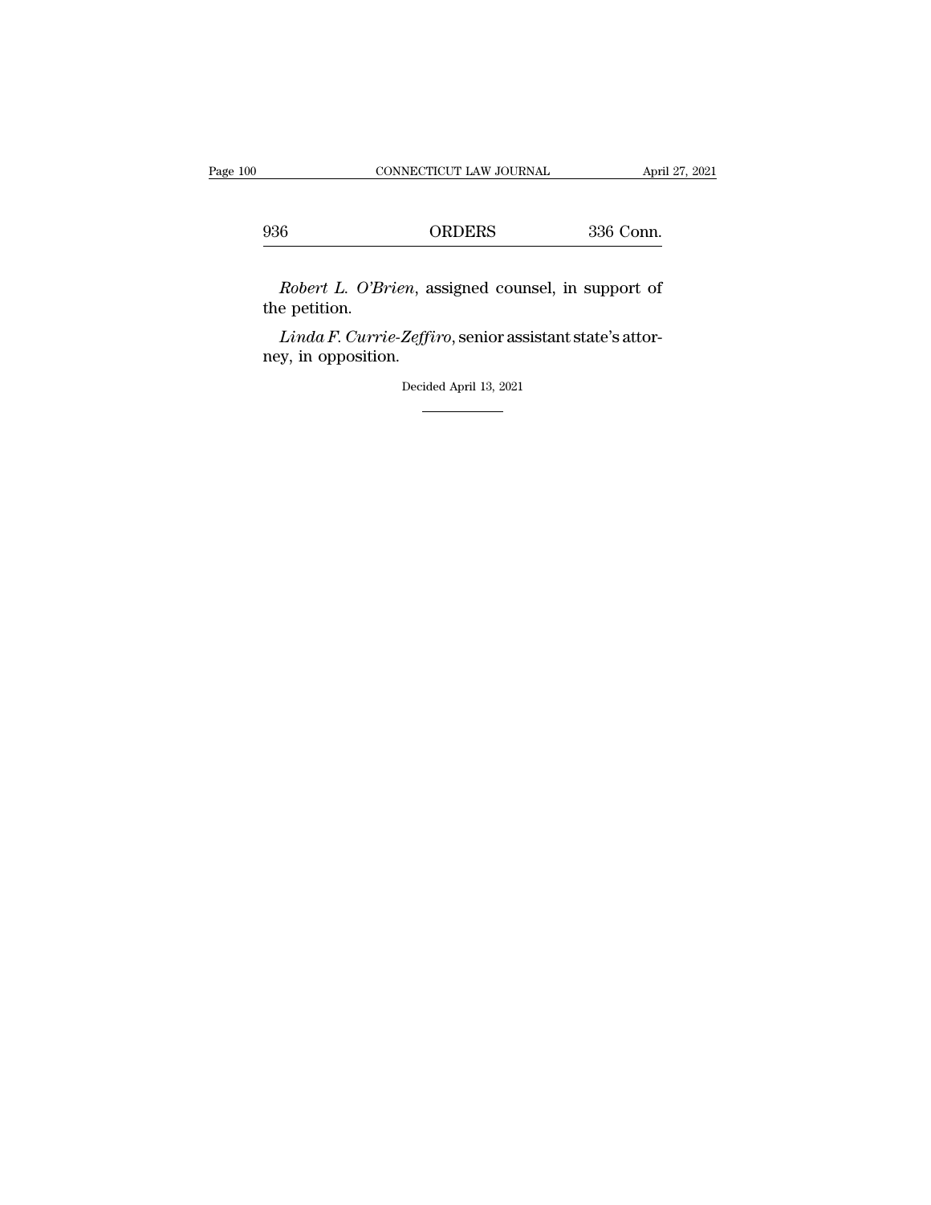*Robert L. O'Brien*, assigned counsel, in support of the petition.

*Linda F. Currie-Zeffiro*, senior assistant state's attorney, in opposition.

Decided April 13, 2021